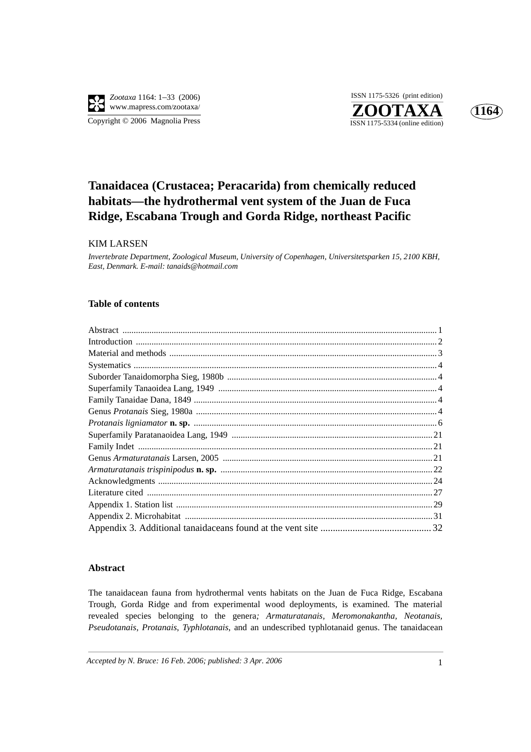# Tanaidacea (Crustacea; Peracarida) from chemically reduced habitats—the hydrothermal vent system of the Juan de Fuca Ridge, Escabana Trough and Gorda Ridge, northeast Pacific

KIM LARSEN

*Invertebrate Department, Zoological Museum, University of Copenhagen, Universitetsparken 15, 2100 KBH, East, Denmark. E-mail: tanaids@hotmail.com*

## Table of contents

Abstract ..... 1
Introduction ..... 2
Material and methods ..... 3
Systematics ..... 4
Suborder Tanaidomorpha Sieg, 1980b ..... 4
Superfamily Tanaoidea Lang, 1949 ..... 4
Family Tanaidae Dana, 1849 ..... 4
Genus *Protanais* Sieg, 1980a ..... 4
*Protanais ligniamator* **n. sp.** ..... 6
Superfamily Paratanaoidea Lang, 1949 ..... 21
Family Indet ..... 21
Genus *Armaturatanais* Larsen, 2005 ..... 21
*Armaturatanais trispinipodus* **n. sp.** ..... 22
Acknowledgments ..... 24
Literature cited ..... 27
Appendix 1. Station list ..... 29
Appendix 2. Microhabitat ..... 31
Appendix 3. Additional tanaidaceans found at the vent site ..... 32

## Abstract

The tanaidacean fauna from hydrothermal vents habitats on the Juan de Fuca Ridge, Escabana Trough, Gorda Ridge and from experimental wood deployments, is examined. The material revealed species belonging to the genera*; Armaturatanais*, *Meromonakantha*, *Neotanais*, *Pseudotanais*, *Protanais*, *Typhlotanais*, and an undescribed typhlotanaid genus. The tanaidacean

*Accepted by N. Bruce: 16 Feb. 2006; published: 3 Apr. 2006*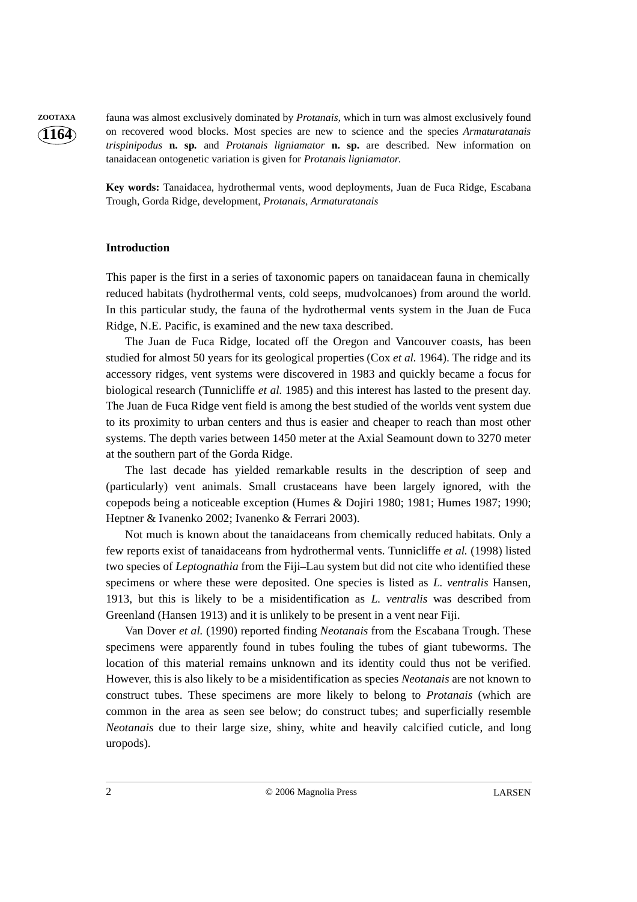fauna was almost exclusively dominated by *Protanais,* which in turn was almost exclusively found on recovered wood blocks. Most species are new to science and the species *Armaturatanais trispinipodus* **n. sp.** and *Protanais ligniamator* **n. sp.** are described. New information on tanaidacean ontogenetic variation is given for *Protanais ligniamator.*

**Key words:** Tanaidacea, hydrothermal vents, wood deployments, Juan de Fuca Ridge, Escabana Trough, Gorda Ridge, development, *Protanais, Armaturatanais*

## Introduction

This paper is the first in a series of taxonomic papers on tanaidacean fauna in chemically reduced habitats (hydrothermal vents, cold seeps, mudvolcanoes) from around the world. In this particular study, the fauna of the hydrothermal vents system in the Juan de Fuca Ridge, N.E. Pacific, is examined and the new taxa described.

The Juan de Fuca Ridge, located off the Oregon and Vancouver coasts, has been studied for almost 50 years for its geological properties (Cox *et al.* 1964). The ridge and its accessory ridges, vent systems were discovered in 1983 and quickly became a focus for biological research (Tunnicliffe *et al.* 1985) and this interest has lasted to the present day. The Juan de Fuca Ridge vent field is among the best studied of the worlds vent system due to its proximity to urban centers and thus is easier and cheaper to reach than most other systems. The depth varies between 1450 meter at the Axial Seamount down to 3270 meter at the southern part of the Gorda Ridge.

The last decade has yielded remarkable results in the description of seep and (particularly) vent animals. Small crustaceans have been largely ignored, with the copepods being a noticeable exception (Humes & Dojiri 1980; 1981; Humes 1987; 1990; Heptner & Ivanenko 2002; Ivanenko & Ferrari 2003).

Not much is known about the tanaidaceans from chemically reduced habitats. Only a few reports exist of tanaidaceans from hydrothermal vents. Tunnicliffe *et al.* (1998) listed two species of *Leptognathia* from the Fiji–Lau system but did not cite who identified these specimens or where these were deposited. One species is listed as *L. ventralis* Hansen, 1913, but this is likely to be a misidentification as *L. ventralis* was described from Greenland (Hansen 1913) and it is unlikely to be present in a vent near Fiji.

Van Dover *et al.* (1990) reported finding *Neotanais* from the Escabana Trough. These specimens were apparently found in tubes fouling the tubes of giant tubeworms. The location of this material remains unknown and its identity could thus not be verified. However, this is also likely to be a misidentification as species *Neotanais* are not known to construct tubes. These specimens are more likely to belong to *Protanais* (which are common in the area as seen see below; do construct tubes; and superficially resemble *Neotanais* due to their large size, shiny, white and heavily calcified cuticle, and long uropods).